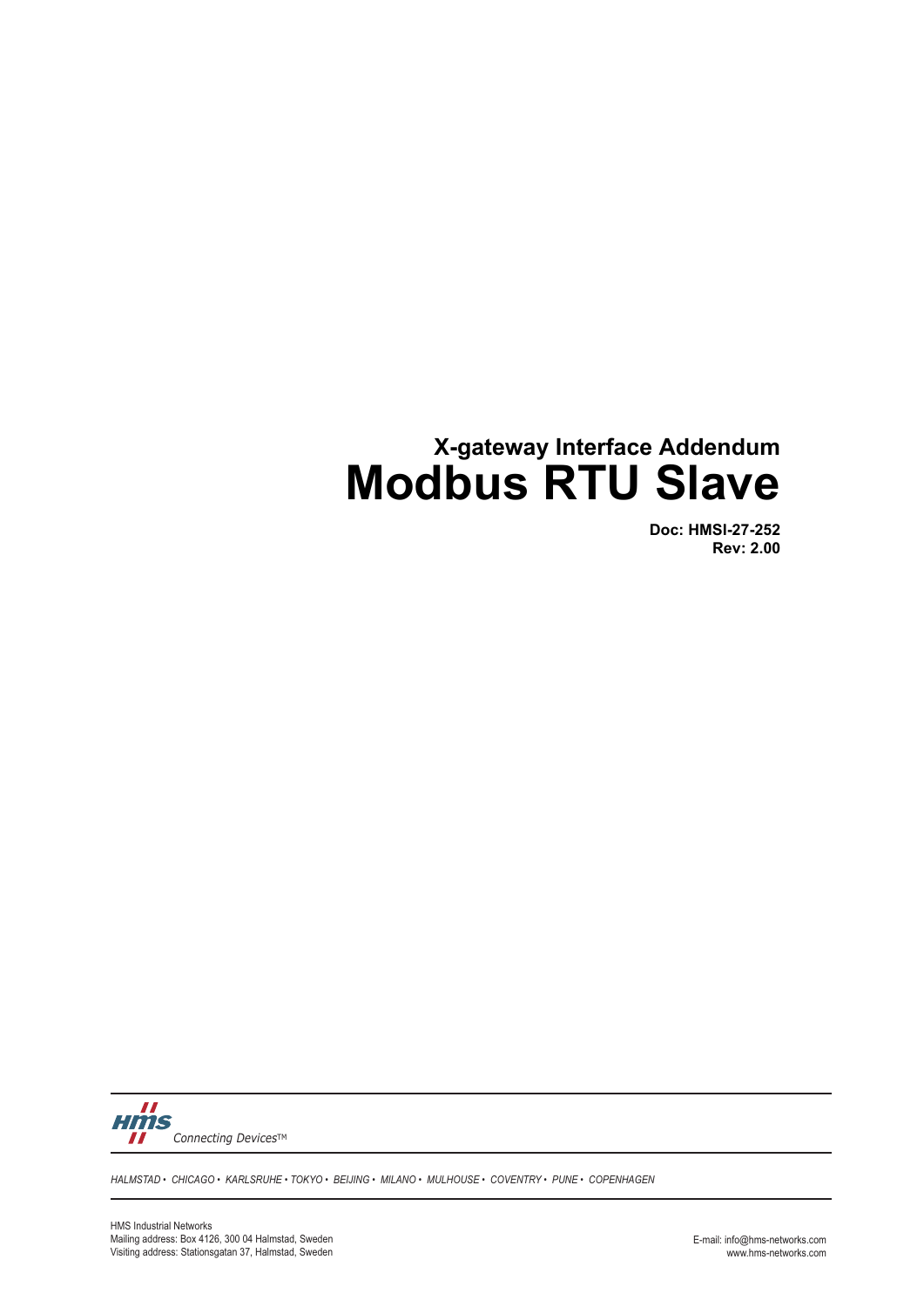# X-gateway Interface Addendum

# Modbus RTU Slave

**Doc: HMSI-27-252**
**Rev: 2.00**

HMS Connecting Devices™

*HALMSTAD • CHICAGO • KARLSRUHE • TOKYO • BEIJING • MILANO • MULHOUSE • COVENTRY • PUNE • COPENHAGEN*

HMS Industrial Networks
Mailing address: Box 4126, 300 04 Halmstad, Sweden
Visiting address: Stationsgatan 37, Halmstad, Sweden

E-mail: info@hms-networks.com
www.hms-networks.com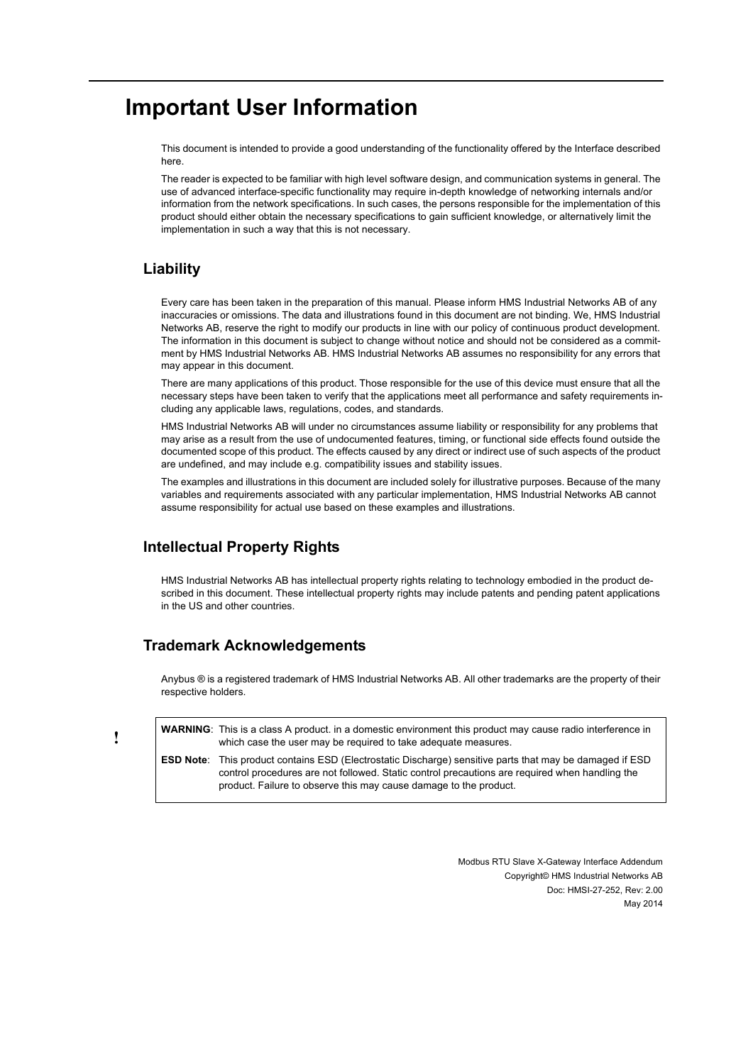# Important User Information

This document is intended to provide a good understanding of the functionality offered by the Interface described here.

The reader is expected to be familiar with high level software design, and communication systems in general. The use of advanced interface-specific functionality may require in-depth knowledge of networking internals and/or information from the network specifications. In such cases, the persons responsible for the implementation of this product should either obtain the necessary specifications to gain sufficient knowledge, or alternatively limit the implementation in such a way that this is not necessary.

## Liability

Every care has been taken in the preparation of this manual. Please inform HMS Industrial Networks AB of any inaccuracies or omissions. The data and illustrations found in this document are not binding. We, HMS Industrial Networks AB, reserve the right to modify our products in line with our policy of continuous product development. The information in this document is subject to change without notice and should not be considered as a commitment by HMS Industrial Networks AB. HMS Industrial Networks AB assumes no responsibility for any errors that may appear in this document.

There are many applications of this product. Those responsible for the use of this device must ensure that all the necessary steps have been taken to verify that the applications meet all performance and safety requirements including any applicable laws, regulations, codes, and standards.

HMS Industrial Networks AB will under no circumstances assume liability or responsibility for any problems that may arise as a result from the use of undocumented features, timing, or functional side effects found outside the documented scope of this product. The effects caused by any direct or indirect use of such aspects of the product are undefined, and may include e.g. compatibility issues and stability issues.

The examples and illustrations in this document are included solely for illustrative purposes. Because of the many variables and requirements associated with any particular implementation, HMS Industrial Networks AB cannot assume responsibility for actual use based on these examples and illustrations.

## Intellectual Property Rights

HMS Industrial Networks AB has intellectual property rights relating to technology embodied in the product described in this document. These intellectual property rights may include patents and pending patent applications in the US and other countries.

## Trademark Acknowledgements

Anybus ® is a registered trademark of HMS Industrial Networks AB. All other trademarks are the property of their respective holders.

!

**WARNING**: This is a class A product. in a domestic environment this product may cause radio interference in which case the user may be required to take adequate measures.

**ESD Note**: This product contains ESD (Electrostatic Discharge) sensitive parts that may be damaged if ESD control procedures are not followed. Static control precautions are required when handling the product. Failure to observe this may cause damage to the product.

Modbus RTU Slave X-Gateway Interface Addendum
Copyright© HMS Industrial Networks AB
Doc: HMSI-27-252, Rev: 2.00
May 2014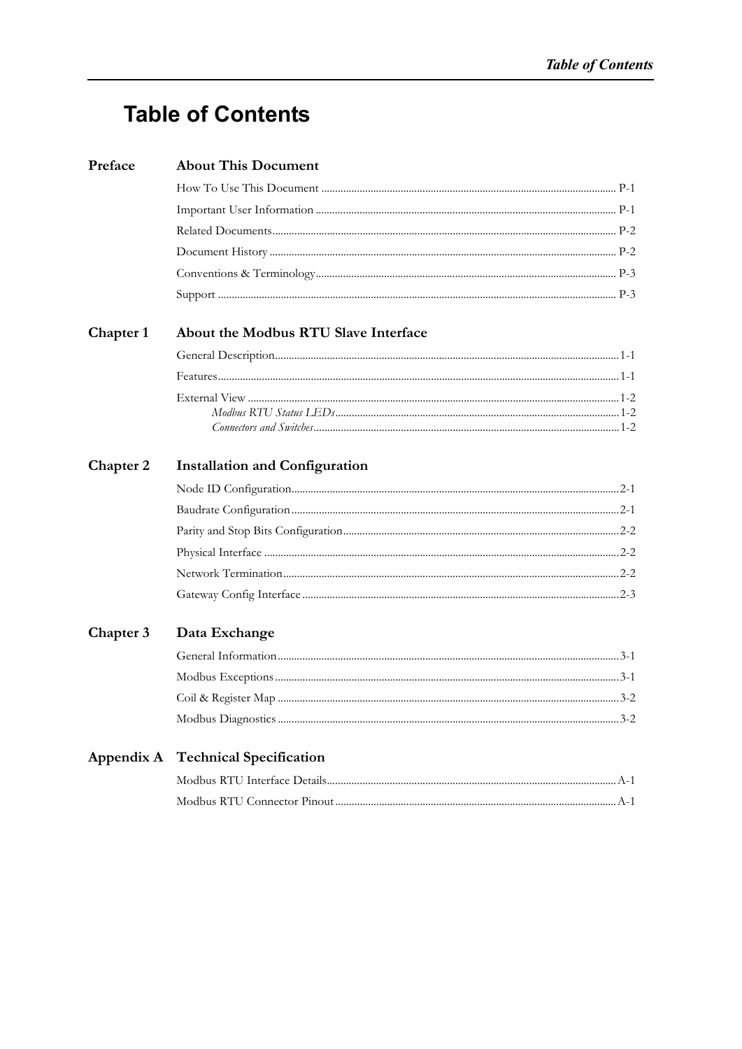# Table of Contents

## Preface — About This Document

- How To Use This Document ..... P-1
- Important User Information ..... P-1
- Related Documents ..... P-2
- Document History ..... P-2
- Conventions & Terminology ..... P-3
- Support ..... P-3

## Chapter 1 — About the Modbus RTU Slave Interface

- General Description ..... 1-1
- Features ..... 1-1
- External View ..... 1-2
  - *Modbus RTU Status LEDs* ..... 1-2
  - *Connectors and Switches* ..... 1-2

## Chapter 2 — Installation and Configuration

- Node ID Configuration ..... 2-1
- Baudrate Configuration ..... 2-1
- Parity and Stop Bits Configuration ..... 2-2
- Physical Interface ..... 2-2
- Network Termination ..... 2-2
- Gateway Config Interface ..... 2-3

## Chapter 3 — Data Exchange

- General Information ..... 3-1
- Modbus Exceptions ..... 3-1
- Coil & Register Map ..... 3-2
- Modbus Diagnostics ..... 3-2

## Appendix A — Technical Specification

- Modbus RTU Interface Details ..... A-1
- Modbus RTU Connector Pinout ..... A-1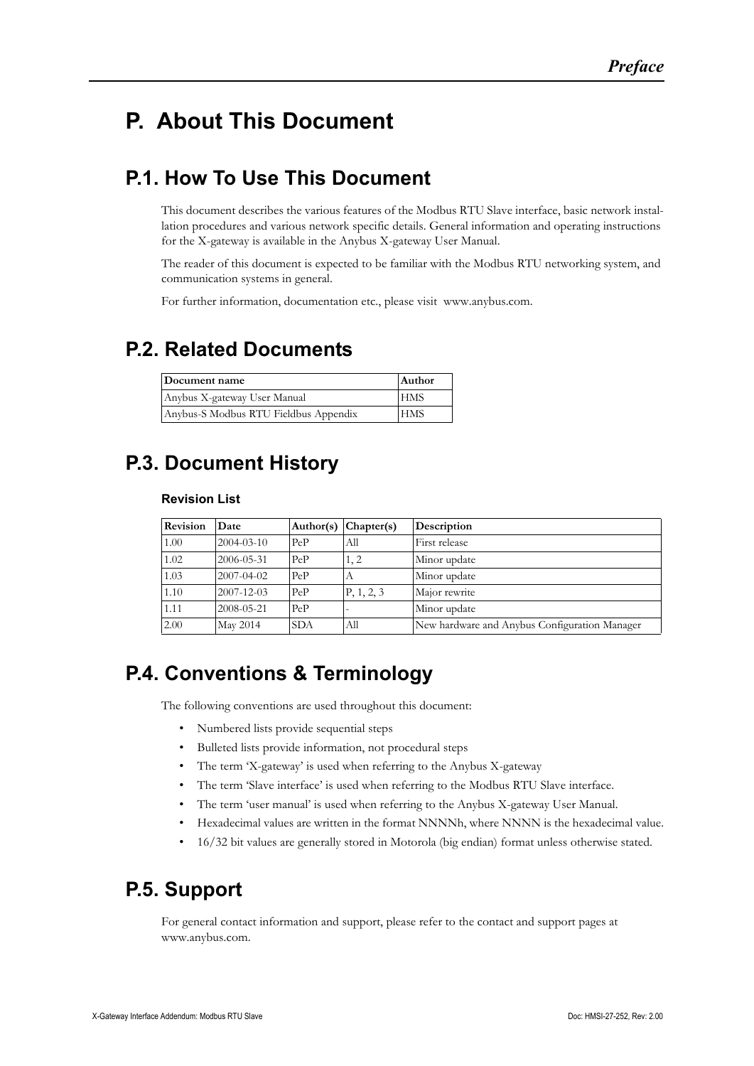# P. About This Document

## P.1. How To Use This Document

This document describes the various features of the Modbus RTU Slave interface, basic network installation procedures and various network specific details. General information and operating instructions for the X-gateway is available in the Anybus X-gateway User Manual.

The reader of this document is expected to be familiar with the Modbus RTU networking system, and communication systems in general.

For further information, documentation etc., please visit www.anybus.com.

## P.2. Related Documents

| Document name | Author |
|---|---|
| Anybus X-gateway User Manual | HMS |
| Anybus-S Modbus RTU Fieldbus Appendix | HMS |

## P.3. Document History

### Revision List

| Revision | Date | Author(s) | Chapter(s) | Description |
|---|---|---|---|---|
| 1.00 | 2004-03-10 | PeP | All | First release |
| 1.02 | 2006-05-31 | PeP | 1, 2 | Minor update |
| 1.03 | 2007-04-02 | PeP | A | Minor update |
| 1.10 | 2007-12-03 | PeP | P, 1, 2, 3 | Major rewrite |
| 1.11 | 2008-05-21 | PeP | - | Minor update |
| 2.00 | May 2014 | SDA | All | New hardware and Anybus Configuration Manager |

## P.4. Conventions & Terminology

The following conventions are used throughout this document:

- Numbered lists provide sequential steps
- Bulleted lists provide information, not procedural steps
- The term 'X-gateway' is used when referring to the Anybus X-gateway
- The term 'Slave interface' is used when referring to the Modbus RTU Slave interface.
- The term 'user manual' is used when referring to the Anybus X-gateway User Manual.
- Hexadecimal values are written in the format NNNNh, where NNNN is the hexadecimal value.
- 16/32 bit values are generally stored in Motorola (big endian) format unless otherwise stated.

## P.5. Support

For general contact information and support, please refer to the contact and support pages at www.anybus.com.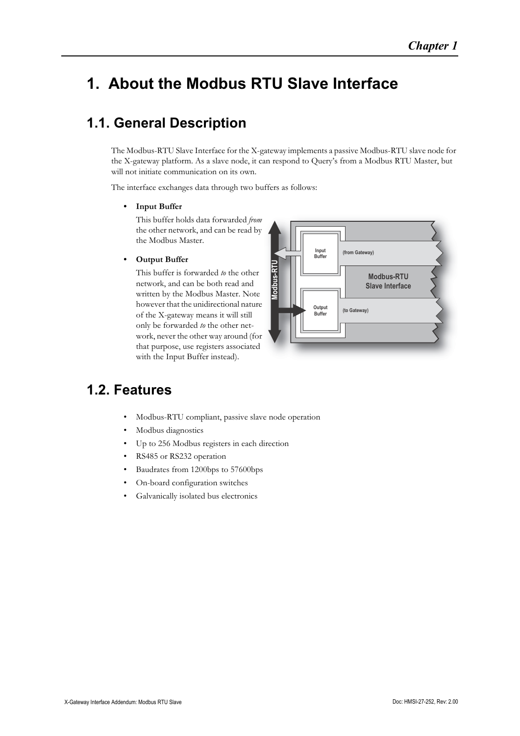# 1. About the Modbus RTU Slave Interface

## 1.1. General Description

The Modbus-RTU Slave Interface for the X-gateway implements a passive Modbus-RTU slave node for the X-gateway platform. As a slave node, it can respond to Query's from a Modbus RTU Master, but will not initiate communication on its own.

The interface exchanges data through two buffers as follows:

- **Input Buffer**

  This buffer holds data forwarded *from* the other network, and can be read by the Modbus Master.

- **Output Buffer**

  This buffer is forwarded *to* the other network, and can be both read and written by the Modbus Master. Note however that the unidirectional nature of the X-gateway means it will still only be forwarded *to* the other network, never the other way around (for that purpose, use registers associated with the Input Buffer instead).

## 1.2. Features

- Modbus-RTU compliant, passive slave node operation
- Modbus diagnostics
- Up to 256 Modbus registers in each direction
- RS485 or RS232 operation
- Baudrates from 1200bps to 57600bps
- On-board configuration switches
- Galvanically isolated bus electronics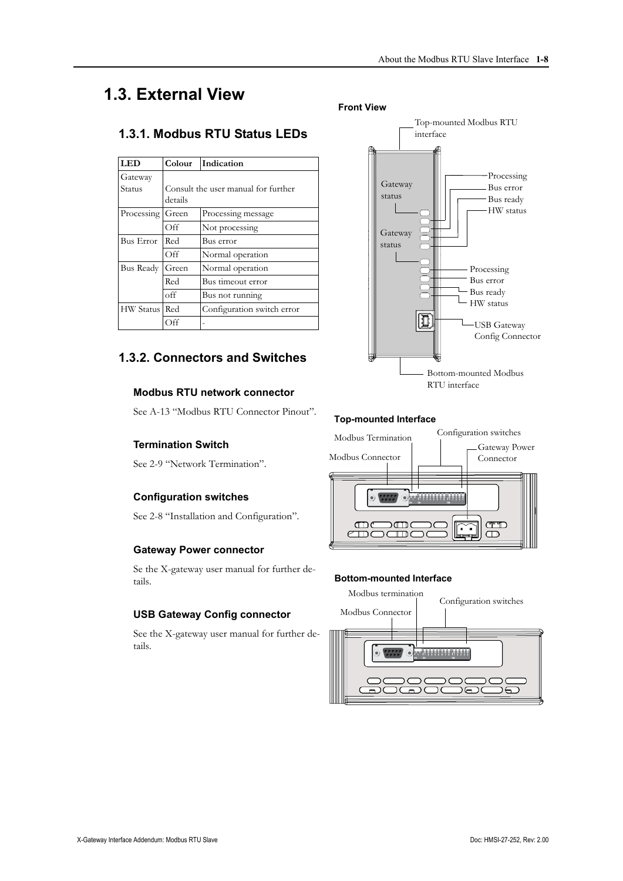# 1.3. External View

## 1.3.1. Modbus RTU Status LEDs

| LED | Colour | Indication |
|---|---|---|
| Gateway Status | Consult the user manual for further details | |
| Processing | Green | Processing message |
| | Off | Not processing |
| Bus Error | Red | Bus error |
| | Off | Normal operation |
| Bus Ready | Green | Normal operation |
| | Red | Bus timeout error |
| | off | Bus not running |
| HW Status | Red | Configuration switch error |
| | Off | - |

## 1.3.2. Connectors and Switches

### Modbus RTU network connector

See A-13 "Modbus RTU Connector Pinout".

### Termination Switch

See 2-9 "Network Termination".

### Configuration switches

See 2-8 "Installation and Configuration".

### Gateway Power connector

Se the X-gateway user manual for further details.

### USB Gateway Config connector

See the X-gateway user manual for further details.

**Front View**

Top-mounted Modbus RTU interface

Gateway status

Gateway status

Processing
Bus error
Bus ready
HW status

Processing
Bus error
Bus ready
HW status

USB Gateway Config Connector

Bottom-mounted Modbus RTU interface

**Top-mounted Interface**

Modbus Termination
Configuration switches
Gateway Power Connector
Modbus Connector

**Bottom-mounted Interface**

Modbus termination
Configuration switches
Modbus Connector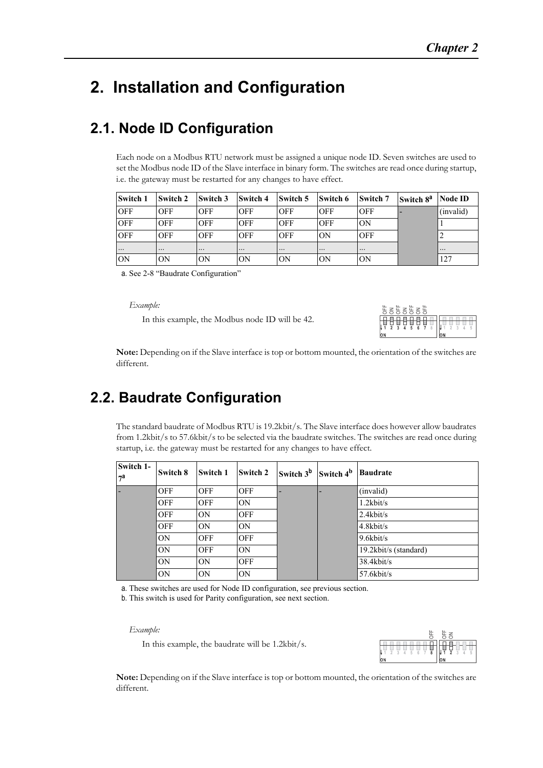// Chapter 2 header omitted

# 2. Installation and Configuration

## 2.1. Node ID Configuration

Each node on a Modbus RTU network must be assigned a unique node ID. Seven switches are used to set the Modbus node ID of the Slave interface in binary form. The switches are read once during startup, i.e. the gateway must be restarted for any changes to have effect.

| Switch 1 | Switch 2 | Switch 3 | Switch 4 | Switch 5 | Switch 6 | Switch 7 | Switch 8[a] | Node ID |
|---|---|---|---|---|---|---|---|---|
| OFF | OFF | OFF | OFF | OFF | OFF | OFF | - | (invalid) |
| OFF | OFF | OFF | OFF | OFF | OFF | ON | | 1 |
| OFF | OFF | OFF | OFF | OFF | ON | OFF | | 2 |
| ... | ... | ... | ... | ... | ... | ... | | ... |
| ON | ON | ON | ON | ON | ON | ON | | 127 |

a. See 2-8 "Baudrate Configuration"

*Example:*

In this example, the Modbus node ID will be 42.

**Note:** Depending on if the Slave interface is top or bottom mounted, the orientation of the switches are different.

## 2.2. Baudrate Configuration

The standard baudrate of Modbus RTU is 19.2kbit/s. The Slave interface does however allow baudrates from 1.2kbit/s to 57.6kbit/s to be selected via the baudrate switches. The switches are read once during startup, i.e. the gateway must be restarted for any changes to have effect.

| Switch 1-7[a] | Switch 8 | Switch 1 | Switch 2 | Switch 3[b] | Switch 4[b] | Baudrate |
|---|---|---|---|---|---|---|
| - | OFF | OFF | OFF | - | - | (invalid) |
| | OFF | OFF | ON | | | 1.2kbit/s |
| | OFF | ON | OFF | | | 2.4kbit/s |
| | OFF | ON | ON | | | 4.8kbit/s |
| | ON | OFF | OFF | | | 9.6kbit/s |
| | ON | OFF | ON | | | 19.2kbit/s (standard) |
| | ON | ON | OFF | | | 38.4kbit/s |
| | ON | ON | ON | | | 57.6kbit/s |

a. These switches are used for Node ID configuration, see previous section.

b. This switch is used for Parity configuration, see next section.

*Example:*

In this example, the baudrate will be 1.2kbit/s.

**Note:** Depending on if the Slave interface is top or bottom mounted, the orientation of the switches are different.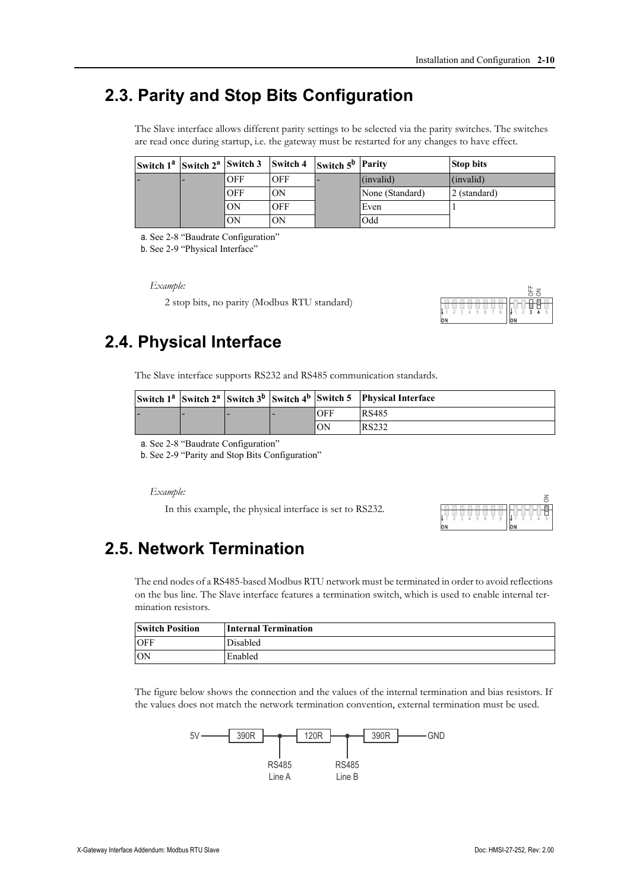## 2.3. Parity and Stop Bits Configuration

The Slave interface allows different parity settings to be selected via the parity switches. The switches are read once during startup, i.e. the gateway must be restarted for any changes to have effect.

| Switch 1[a] | Switch 2[a] | Switch 3 | Switch 4 | Switch 5[b] | Parity | Stop bits |
|---|---|---|---|---|---|---|
| - | - | OFF | OFF | - | (invalid) | (invalid) |
| | | OFF | ON | | None (Standard) | 2 (standard) |
| | | ON | OFF | | Even | 1 |
| | | ON | ON | | Odd | |

a. See 2-8 “Baudrate Configuration”

b. See 2-9 “Physical Interface”

*Example:*

2 stop bits, no parity (Modbus RTU standard)

## 2.4. Physical Interface

The Slave interface supports RS232 and RS485 communication standards.

| Switch 1[a] | Switch 2[a] | Switch 3[b] | Switch 4[b] | Switch 5 | Physical Interface |
|---|---|---|---|---|---|
| - | - | - | - | OFF | RS485 |
| | | | | ON | RS232 |

a. See 2-8 “Baudrate Configuration”

b. See 2-9 “Parity and Stop Bits Configuration”

*Example:*

In this example, the physical interface is set to RS232.

## 2.5. Network Termination

The end nodes of a RS485-based Modbus RTU network must be terminated in order to avoid reflections on the bus line. The Slave interface features a termination switch, which is used to enable internal termination resistors.

| Switch Position | Internal Termination |
|---|---|
| OFF | Disabled |
| ON | Enabled |

The figure below shows the connection and the values of the internal termination and bias resistors. If the values does not match the network termination convention, external termination must be used.

5V — 390R — 120R — 390R — GND

RS485 Line A    RS485 Line B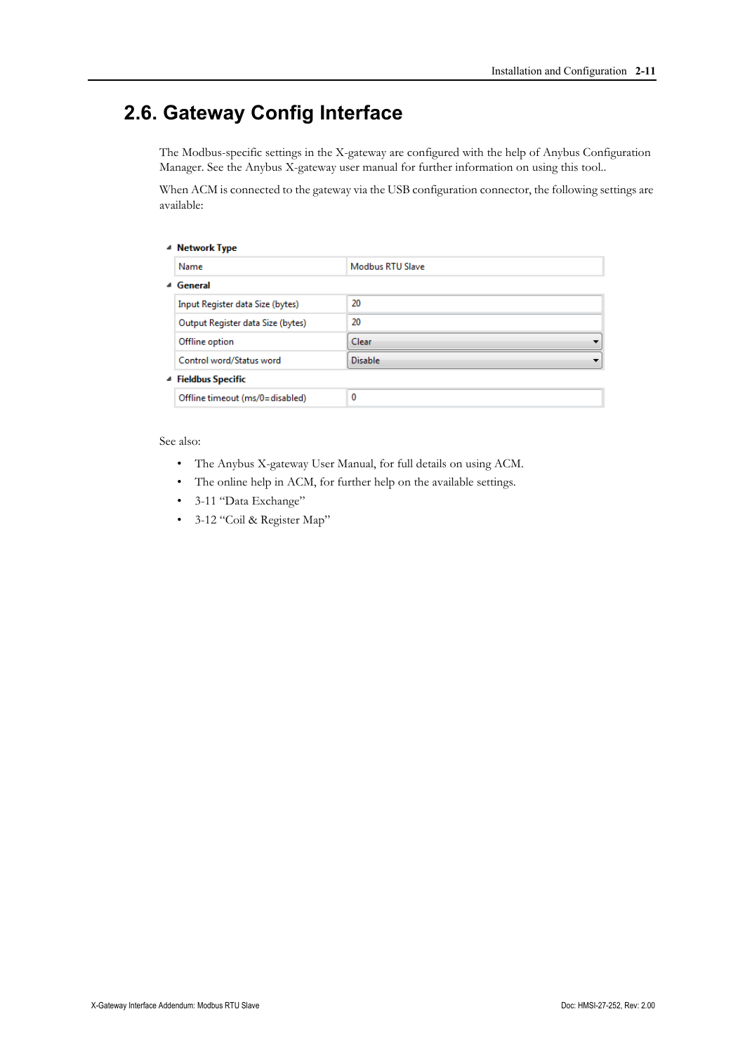## 2.6. Gateway Config Interface

The Modbus-specific settings in the X-gateway are configured with the help of Anybus Configuration Manager. See the Anybus X-gateway user manual for further information on using this tool..

When ACM is connected to the gateway via the USB configuration connector, the following settings are available:

| Setting | Value |
|---|---|
| **Network Type** | |
| Name | Modbus RTU Slave |
| **General** | |
| Input Register data Size (bytes) | 20 |
| Output Register data Size (bytes) | 20 |
| Offline option | Clear |
| Control word/Status word | Disable |
| **Fieldbus Specific** | |
| Offline timeout (ms/0=disabled) | 0 |

See also:

- The Anybus X-gateway User Manual, for full details on using ACM.
- The online help in ACM, for further help on the available settings.
- 3-11 "Data Exchange"
- 3-12 "Coil & Register Map"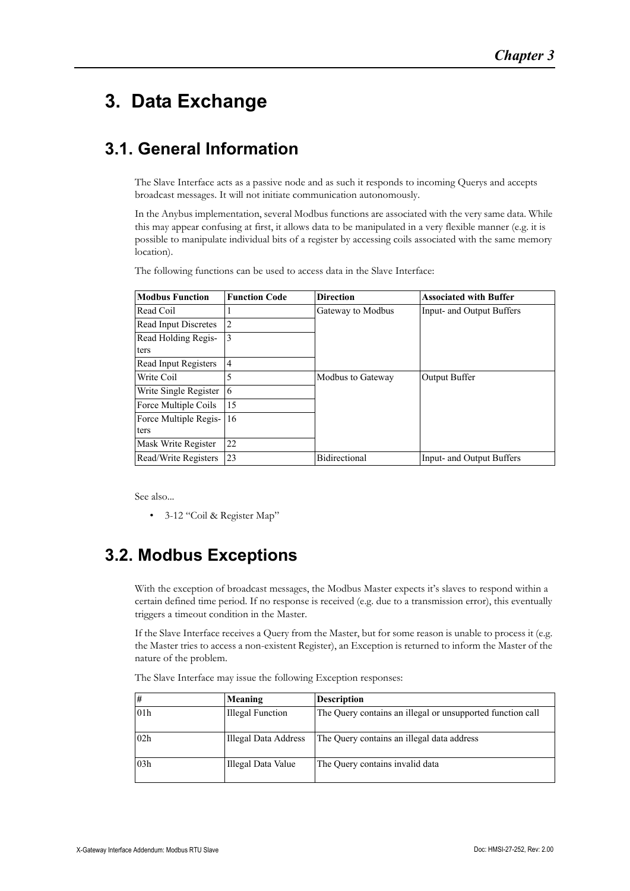# 3. Data Exchange

## 3.1. General Information

The Slave Interface acts as a passive node and as such it responds to incoming Querys and accepts broadcast messages. It will not initiate communication autonomously.

In the Anybus implementation, several Modbus functions are associated with the very same data. While this may appear confusing at first, it allows data to be manipulated in a very flexible manner (e.g. it is possible to manipulate individual bits of a register by accessing coils associated with the same memory location).

The following functions can be used to access data in the Slave Interface:

| Modbus Function | Function Code | Direction | Associated with Buffer |
|---|---|---|---|
| Read Coil | 1 | Gateway to Modbus | Input- and Output Buffers |
| Read Input Discretes | 2 | | |
| Read Holding Registers | 3 | | |
| Read Input Registers | 4 | | |
| Write Coil | 5 | Modbus to Gateway | Output Buffer |
| Write Single Register | 6 | | |
| Force Multiple Coils | 15 | | |
| Force Multiple Registers | 16 | | |
| Mask Write Register | 22 | | |
| Read/Write Registers | 23 | Bidirectional | Input- and Output Buffers |

See also...

- 3-12 "Coil & Register Map"

## 3.2. Modbus Exceptions

With the exception of broadcast messages, the Modbus Master expects it's slaves to respond within a certain defined time period. If no response is received (e.g. due to a transmission error), this eventually triggers a timeout condition in the Master.

If the Slave Interface receives a Query from the Master, but for some reason is unable to process it (e.g. the Master tries to access a non-existent Register), an Exception is returned to inform the Master of the nature of the problem.

The Slave Interface may issue the following Exception responses:

| # | Meaning | Description |
|---|---|---|
| 01h | Illegal Function | The Query contains an illegal or unsupported function call |
| 02h | Illegal Data Address | The Query contains an illegal data address |
| 03h | Illegal Data Value | The Query contains invalid data |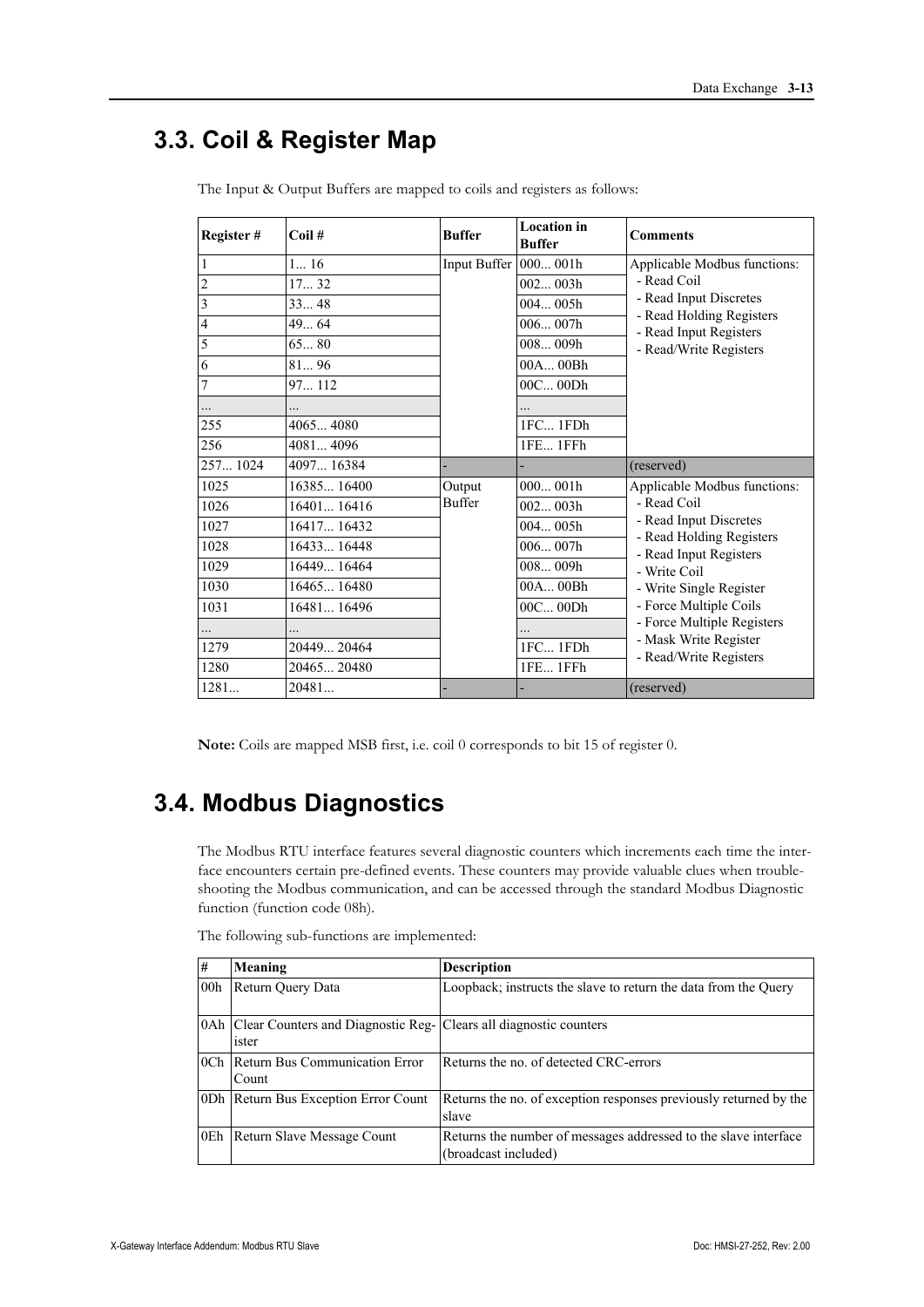## 3.3. Coil & Register Map

The Input & Output Buffers are mapped to coils and registers as follows:

| Register # | Coil # | Buffer | Location in Buffer | Comments |
|---|---|---|---|---|
| 1 | 1... 16 | Input Buffer | 000... 001h | Applicable Modbus functions:<br>- Read Coil<br>- Read Input Discretes<br>- Read Holding Registers<br>- Read Input Registers<br>- Read/Write Registers |
| 2 | 17... 32 | | 002... 003h | |
| 3 | 33... 48 | | 004... 005h | |
| 4 | 49... 64 | | 006... 007h | |
| 5 | 65... 80 | | 008... 009h | |
| 6 | 81... 96 | | 00A... 00Bh | |
| 7 | 97... 112 | | 00C... 00Dh | |
| ... | ... | | ... | |
| 255 | 4065... 4080 | | 1FC... 1FDh | |
| 256 | 4081... 4096 | | 1FE... 1FFh | |
| 257... 1024 | 4097... 16384 | - | - | (reserved) |
| 1025 | 16385... 16400 | Output Buffer | 000... 001h | Applicable Modbus functions:<br>- Read Coil<br>- Read Input Discretes<br>- Read Holding Registers<br>- Read Input Registers<br>- Write Coil<br>- Write Single Register<br>- Force Multiple Coils<br>- Force Multiple Registers<br>- Mask Write Register<br>- Read/Write Registers |
| 1026 | 16401... 16416 | | 002... 003h | |
| 1027 | 16417... 16432 | | 004... 005h | |
| 1028 | 16433... 16448 | | 006... 007h | |
| 1029 | 16449... 16464 | | 008... 009h | |
| 1030 | 16465... 16480 | | 00A... 00Bh | |
| 1031 | 16481... 16496 | | 00C... 00Dh | |
| ... | ... | | ... | |
| 1279 | 20449... 20464 | | 1FC... 1FDh | |
| 1280 | 20465... 20480 | | 1FE... 1FFh | |
| 1281... | 20481... | - | - | (reserved) |

**Note:** Coils are mapped MSB first, i.e. coil 0 corresponds to bit 15 of register 0.

## 3.4. Modbus Diagnostics

The Modbus RTU interface features several diagnostic counters which increments each time the interface encounters certain pre-defined events. These counters may provide valuable clues when troubleshooting the Modbus communication, and can be accessed through the standard Modbus Diagnostic function (function code 08h).

The following sub-functions are implemented:

| # | Meaning | Description |
|---|---|---|
| 00h | Return Query Data | Loopback; instructs the slave to return the data from the Query |
| 0Ah | Clear Counters and Diagnostic Register | Clears all diagnostic counters |
| 0Ch | Return Bus Communication Error Count | Returns the no. of detected CRC-errors |
| 0Dh | Return Bus Exception Error Count | Returns the no. of exception responses previously returned by the slave |
| 0Eh | Return Slave Message Count | Returns the number of messages addressed to the slave interface (broadcast included) |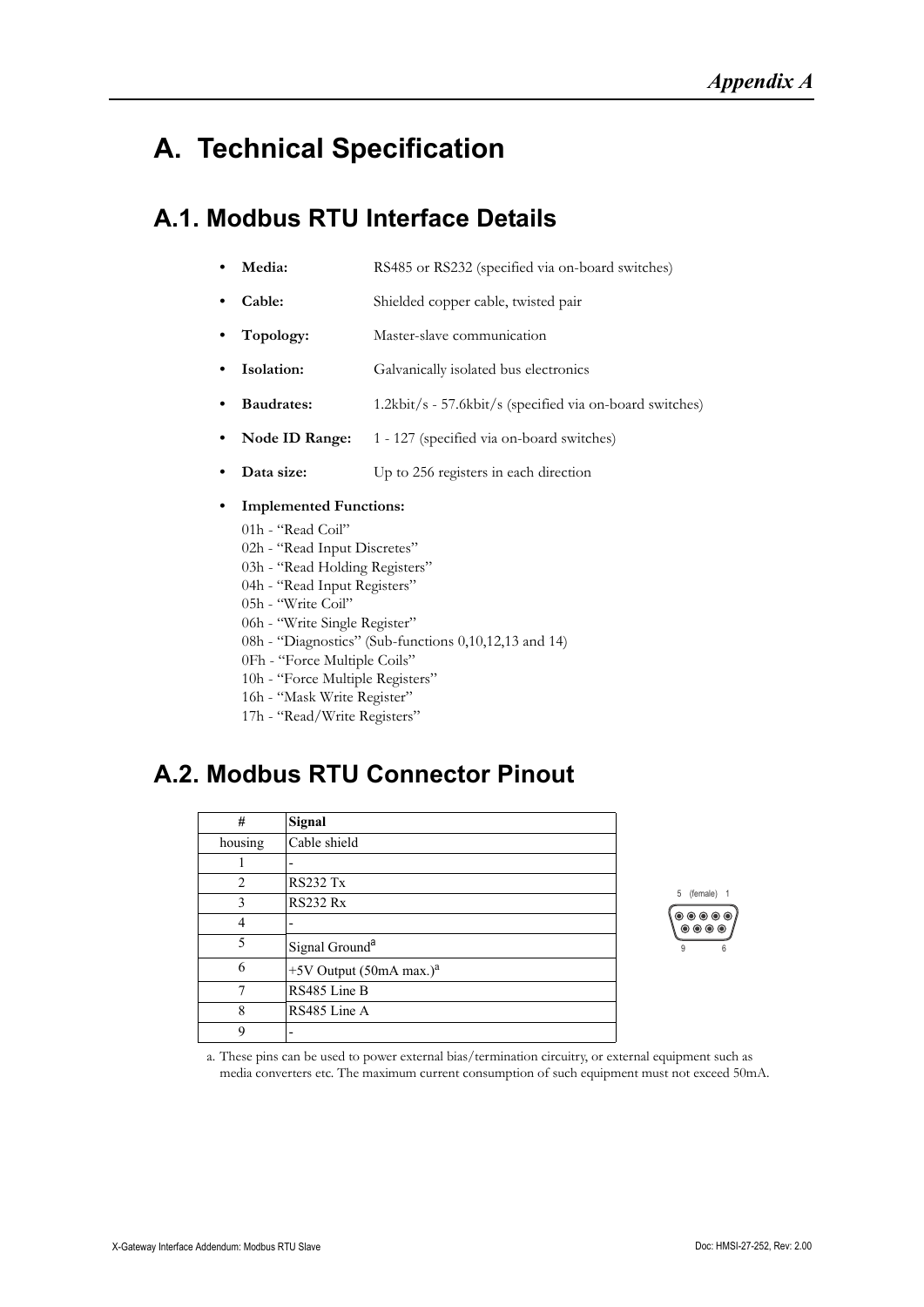# A. Technical Specification

## A.1. Modbus RTU Interface Details

- **Media:** RS485 or RS232 (specified via on-board switches)
- **Cable:** Shielded copper cable, twisted pair
- **Topology:** Master-slave communication
- **Isolation:** Galvanically isolated bus electronics
- **Baudrates:** 1.2kbit/s - 57.6kbit/s (specified via on-board switches)
- **Node ID Range:** 1 - 127 (specified via on-board switches)
- **Data size:** Up to 256 registers in each direction
- **Implemented Functions:**

  01h - "Read Coil"
  02h - "Read Input Discretes"
  03h - "Read Holding Registers"
  04h - "Read Input Registers"
  05h - "Write Coil"
  06h - "Write Single Register"
  08h - "Diagnostics" (Sub-functions 0,10,12,13 and 14)
  0Fh - "Force Multiple Coils"
  10h - "Force Multiple Registers"
  16h - "Mask Write Register"
  17h - "Read/Write Registers"

## A.2. Modbus RTU Connector Pinout

| # | Signal |
|---|---|
| housing | Cable shield |
| 1 | - |
| 2 | RS232 Tx |
| 3 | RS232 Rx |
| 4 | - |
| 5 | Signal Ground[a] |
| 6 | +5V Output (50mA max.)[a] |
| 7 | RS485 Line B |
| 8 | RS485 Line A |
| 9 | - |

5 (female) 1

9 6

a. These pins can be used to power external bias/termination circuitry, or external equipment such as media converters etc. The maximum current consumption of such equipment must not exceed 50mA.